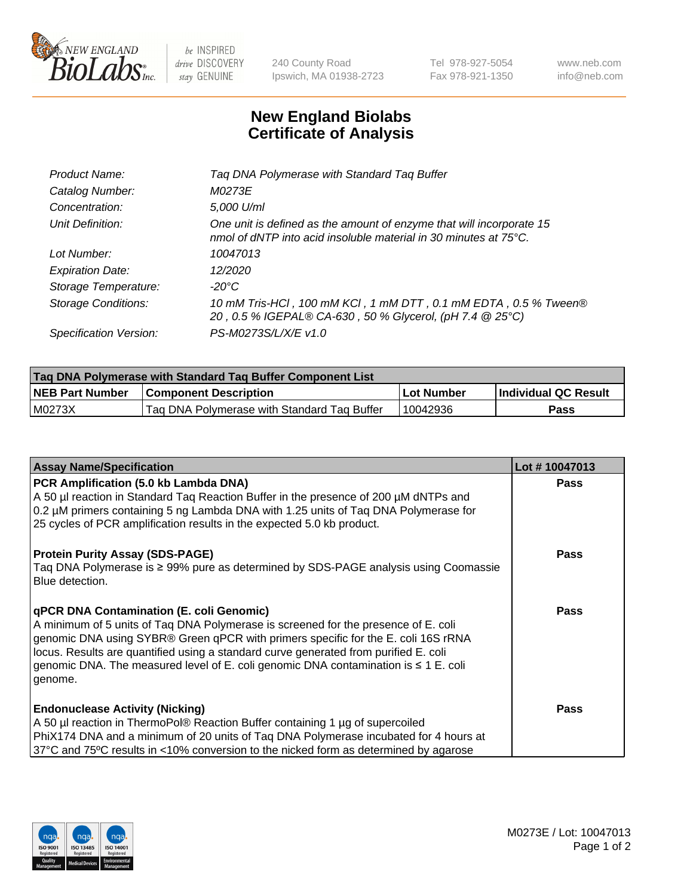# New England Biolabs
# Certificate of Analysis

| | |
|---|---|
| *Product Name:* | *Taq DNA Polymerase with Standard Taq Buffer* |
| *Catalog Number:* | *M0273E* |
| *Concentration:* | *5,000 U/ml* |
| *Unit Definition:* | *One unit is defined as the amount of enzyme that will incorporate 15 nmol of dNTP into acid insoluble material in 30 minutes at 75°C.* |
| *Lot Number:* | *10047013* |
| *Expiration Date:* | *12/2020* |
| *Storage Temperature:* | *-20°C* |
| *Storage Conditions:* | *10 mM Tris-HCl , 100 mM KCl , 1 mM DTT , 0.1 mM EDTA , 0.5 % Tween® 20 , 0.5 % IGEPAL® CA-630 , 50 % Glycerol, (pH 7.4 @ 25°C)* |
| *Specification Version:* | *PS-M0273S/L/X/E v1.0* |

| Taq DNA Polymerase with Standard Taq Buffer Component List | | | |
|---|---|---|---|
| **NEB Part Number** | **Component Description** | **Lot Number** | **Individual QC Result** |
| M0273X | Taq DNA Polymerase with Standard Taq Buffer | 10042936 | **Pass** |

| Assay Name/Specification | Lot # 10047013 |
|---|---|
| **PCR Amplification (5.0 kb Lambda DNA)**<br>A 50 µl reaction in Standard Taq Reaction Buffer in the presence of 200 µM dNTPs and 0.2 µM primers containing 5 ng Lambda DNA with 1.25 units of Taq DNA Polymerase for 25 cycles of PCR amplification results in the expected 5.0 kb product. | **Pass** |
| **Protein Purity Assay (SDS-PAGE)**<br>Taq DNA Polymerase is ≥ 99% pure as determined by SDS-PAGE analysis using Coomassie Blue detection. | **Pass** |
| **qPCR DNA Contamination (E. coli Genomic)**<br>A minimum of 5 units of Taq DNA Polymerase is screened for the presence of E. coli genomic DNA using SYBR® Green qPCR with primers specific for the E. coli 16S rRNA locus. Results are quantified using a standard curve generated from purified E. coli genomic DNA. The measured level of E. coli genomic DNA contamination is ≤ 1 E. coli genome. | **Pass** |
| **Endonuclease Activity (Nicking)**<br>A 50 µl reaction in ThermoPol® Reaction Buffer containing 1 µg of supercoiled PhiX174 DNA and a minimum of 20 units of Taq DNA Polymerase incubated for 4 hours at 37°C and 75ºC results in <10% conversion to the nicked form as determined by agarose | **Pass** |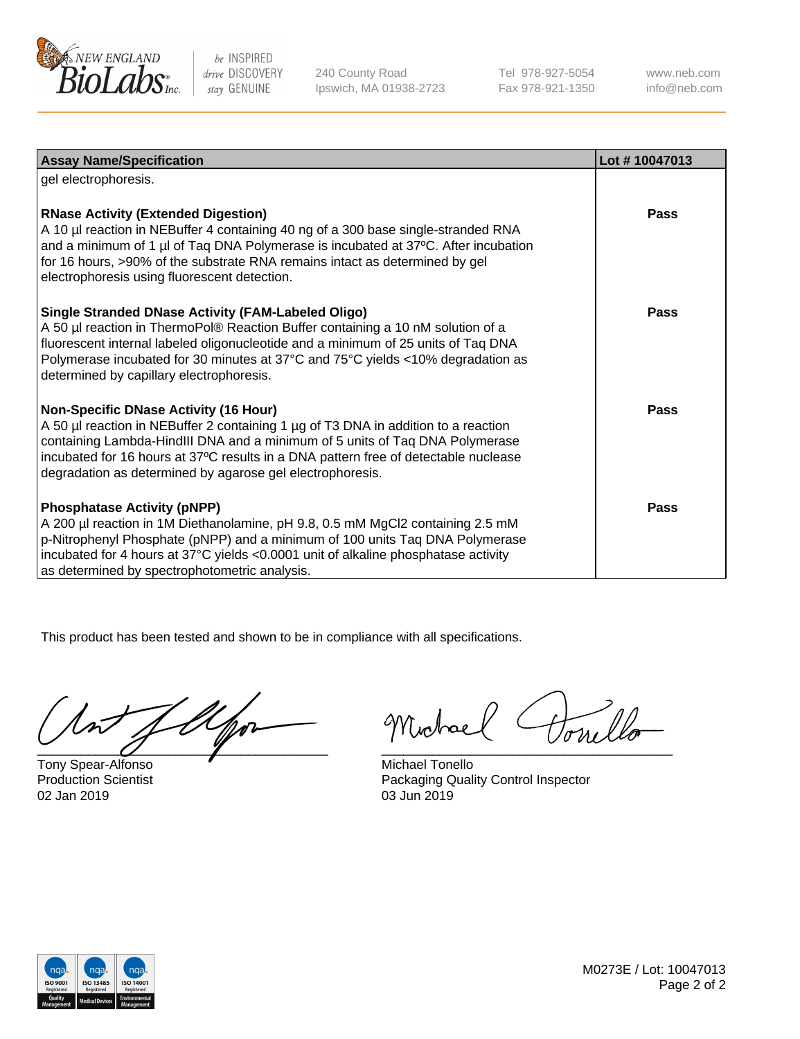| Assay Name/Specification | Lot # 10047013 |
|---|---|
| gel electrophoresis. | |
| **RNase Activity (Extended Digestion)**<br>A 10 µl reaction in NEBuffer 4 containing 40 ng of a 300 base single-stranded RNA and a minimum of 1 µl of Taq DNA Polymerase is incubated at 37ºC. After incubation for 16 hours, >90% of the substrate RNA remains intact as determined by gel electrophoresis using fluorescent detection. | Pass |
| **Single Stranded DNase Activity (FAM-Labeled Oligo)**<br>A 50 µl reaction in ThermoPol® Reaction Buffer containing a 10 nM solution of a fluorescent internal labeled oligonucleotide and a minimum of 25 units of Taq DNA Polymerase incubated for 30 minutes at 37°C and 75°C yields <10% degradation as determined by capillary electrophoresis. | Pass |
| **Non-Specific DNase Activity (16 Hour)**<br>A 50 µl reaction in NEBuffer 2 containing 1 µg of T3 DNA in addition to a reaction containing Lambda-HindIII DNA and a minimum of 5 units of Taq DNA Polymerase incubated for 16 hours at 37ºC results in a DNA pattern free of detectable nuclease degradation as determined by agarose gel electrophoresis. | Pass |
| **Phosphatase Activity (pNPP)**<br>A 200 µl reaction in 1M Diethanolamine, pH 9.8, 0.5 mM $MgCl_2$ containing 2.5 mM p-Nitrophenyl Phosphate (pNPP) and a minimum of 100 units Taq DNA Polymerase incubated for 4 hours at 37°C yields <0.0001 unit of alkaline phosphatase activity as determined by spectrophotometric analysis. | Pass |

This product has been tested and shown to be in compliance with all specifications.

Tony Spear-Alfonso
Production Scientist
02 Jan 2019

Michael Tonello
Packaging Quality Control Inspector
03 Jun 2019

M0273E / Lot: 10047013